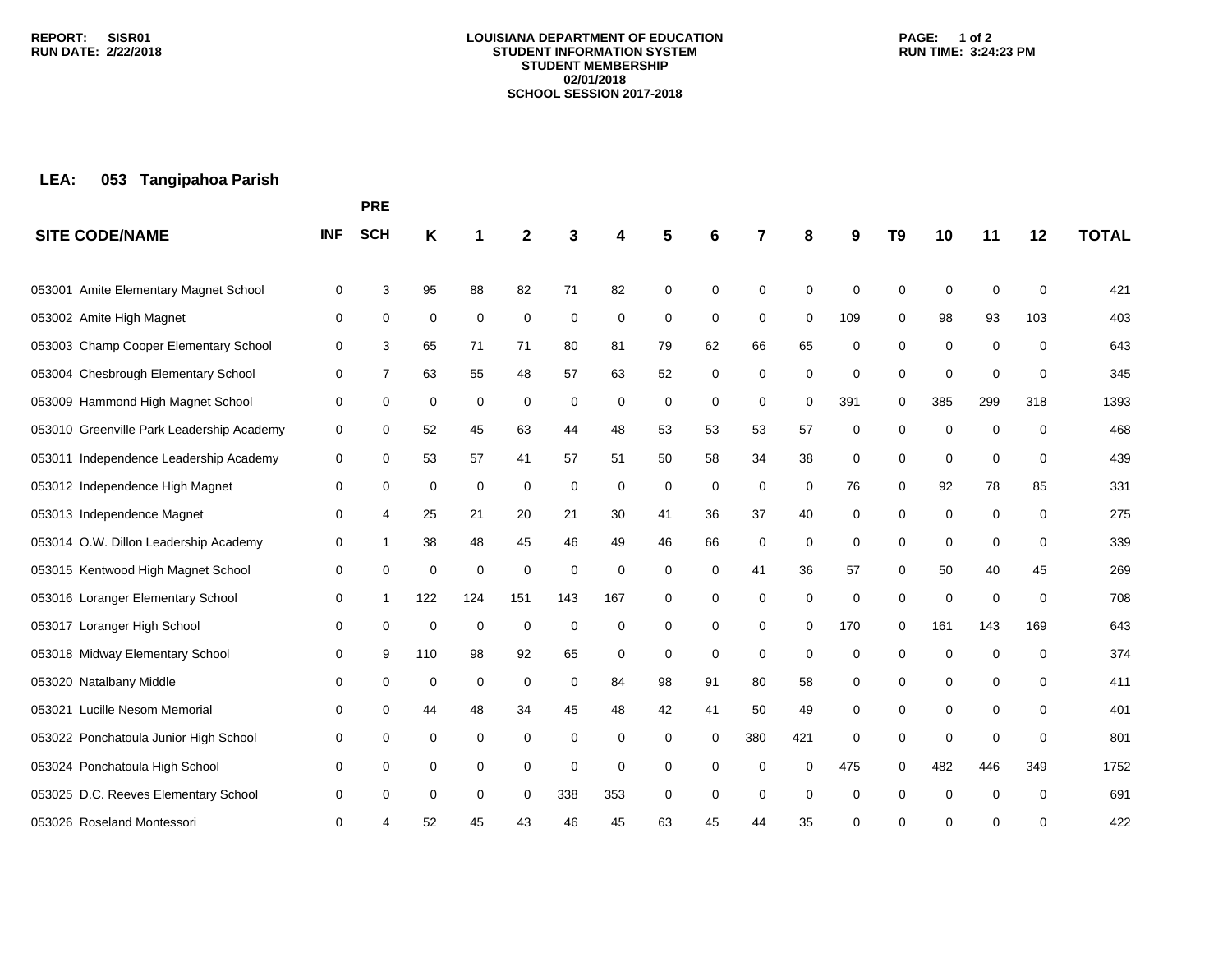LOUISIANA DEPARTMENT OF EDUCATION
STUDENT INFORMATION SYSTEM
STUDENT MEMBERSHIP
02/01/2018
SCHOOL SESSION 2017-2018

REPORT: SISR01
RUN DATE: 2/22/2018
RUN TIME: 3:24:23 PM

**LEA: 053 Tangipahoa Parish**

| SITE CODE/NAME | INF | PRE SCH | K | 1 | 2 | 3 | 4 | 5 | 6 | 7 | 8 | 9 | T9 | 10 | 11 | 12 | TOTAL |
|---|---|---|---|---|---|---|---|---|---|---|---|---|---|---|---|---|---|
| 053001 Amite Elementary Magnet School | 0 | 3 | 95 | 88 | 82 | 71 | 82 | 0 | 0 | 0 | 0 | 0 | 0 | 0 | 0 | 0 | 421 |
| 053002 Amite High Magnet | 0 | 0 | 0 | 0 | 0 | 0 | 0 | 0 | 0 | 0 | 0 | 109 | 0 | 98 | 93 | 103 | 403 |
| 053003 Champ Cooper Elementary School | 0 | 3 | 65 | 71 | 71 | 80 | 81 | 79 | 62 | 66 | 65 | 0 | 0 | 0 | 0 | 0 | 643 |
| 053004 Chesbrough Elementary School | 0 | 7 | 63 | 55 | 48 | 57 | 63 | 52 | 0 | 0 | 0 | 0 | 0 | 0 | 0 | 0 | 345 |
| 053009 Hammond High Magnet School | 0 | 0 | 0 | 0 | 0 | 0 | 0 | 0 | 0 | 0 | 0 | 391 | 0 | 385 | 299 | 318 | 1393 |
| 053010 Greenville Park Leadership Academy | 0 | 0 | 52 | 45 | 63 | 44 | 48 | 53 | 53 | 53 | 57 | 0 | 0 | 0 | 0 | 0 | 468 |
| 053011 Independence Leadership Academy | 0 | 0 | 53 | 57 | 41 | 57 | 51 | 50 | 58 | 34 | 38 | 0 | 0 | 0 | 0 | 0 | 439 |
| 053012 Independence High Magnet | 0 | 0 | 0 | 0 | 0 | 0 | 0 | 0 | 0 | 0 | 0 | 76 | 0 | 92 | 78 | 85 | 331 |
| 053013 Independence Magnet | 0 | 4 | 25 | 21 | 20 | 21 | 30 | 41 | 36 | 37 | 40 | 0 | 0 | 0 | 0 | 0 | 275 |
| 053014 O.W. Dillon Leadership Academy | 0 | 1 | 38 | 48 | 45 | 46 | 49 | 46 | 66 | 0 | 0 | 0 | 0 | 0 | 0 | 0 | 339 |
| 053015 Kentwood High Magnet School | 0 | 0 | 0 | 0 | 0 | 0 | 0 | 0 | 0 | 41 | 36 | 57 | 0 | 50 | 40 | 45 | 269 |
| 053016 Loranger Elementary School | 0 | 1 | 122 | 124 | 151 | 143 | 167 | 0 | 0 | 0 | 0 | 0 | 0 | 0 | 0 | 0 | 708 |
| 053017 Loranger High School | 0 | 0 | 0 | 0 | 0 | 0 | 0 | 0 | 0 | 0 | 0 | 170 | 0 | 161 | 143 | 169 | 643 |
| 053018 Midway Elementary School | 0 | 9 | 110 | 98 | 92 | 65 | 0 | 0 | 0 | 0 | 0 | 0 | 0 | 0 | 0 | 0 | 374 |
| 053020 Natalbany Middle | 0 | 0 | 0 | 0 | 0 | 0 | 84 | 98 | 91 | 80 | 58 | 0 | 0 | 0 | 0 | 0 | 411 |
| 053021 Lucille Nesom Memorial | 0 | 0 | 44 | 48 | 34 | 45 | 48 | 42 | 41 | 50 | 49 | 0 | 0 | 0 | 0 | 0 | 401 |
| 053022 Ponchatoula Junior High School | 0 | 0 | 0 | 0 | 0 | 0 | 0 | 0 | 0 | 380 | 421 | 0 | 0 | 0 | 0 | 0 | 801 |
| 053024 Ponchatoula High School | 0 | 0 | 0 | 0 | 0 | 0 | 0 | 0 | 0 | 0 | 0 | 475 | 0 | 482 | 446 | 349 | 1752 |
| 053025 D.C. Reeves Elementary School | 0 | 0 | 0 | 0 | 0 | 338 | 353 | 0 | 0 | 0 | 0 | 0 | 0 | 0 | 0 | 0 | 691 |
| 053026 Roseland Montessori | 0 | 4 | 52 | 45 | 43 | 46 | 45 | 63 | 45 | 44 | 35 | 0 | 0 | 0 | 0 | 0 | 422 |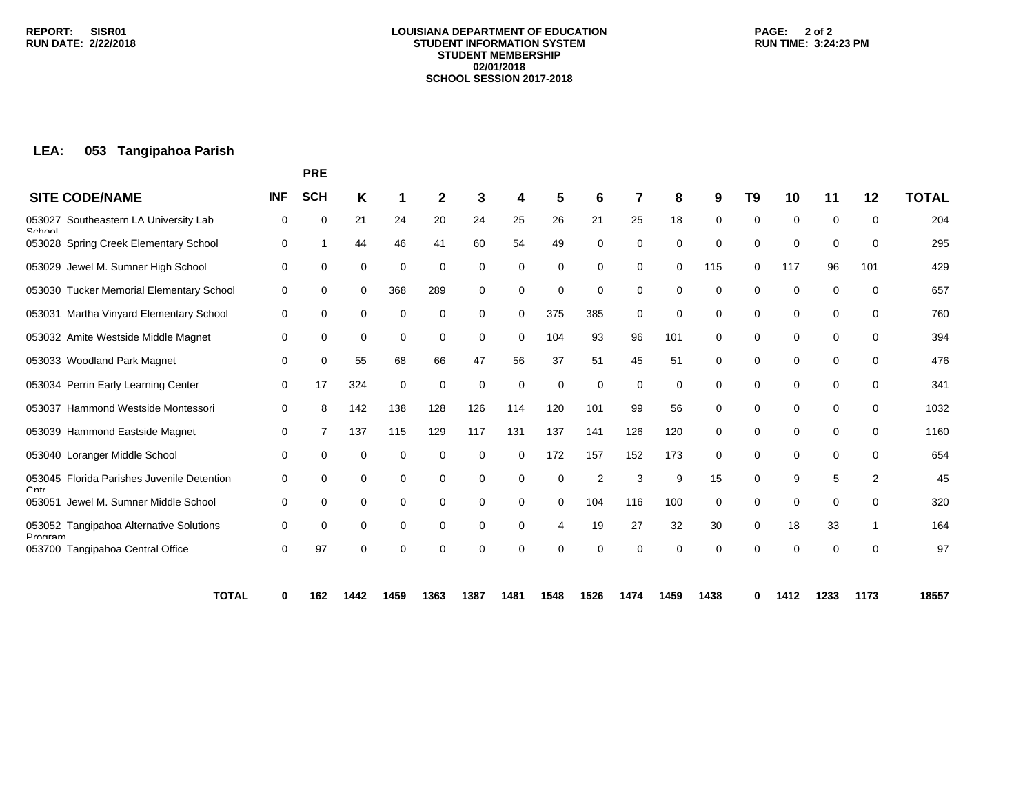**LOUISIANA DEPARTMENT OF EDUCATION**
**STUDENT INFORMATION SYSTEM**
**STUDENT MEMBERSHIP**
**02/01/2018**
**SCHOOL SESSION 2017-2018**

**REPORT: SISR01**
**RUN DATE: 2/22/2018**

**RUN TIME: 3:24:23 PM**

## LEA: 053 Tangipahoa Parish

| SITE CODE/NAME | INF | PRE SCH | K | 1 | 2 | 3 | 4 | 5 | 6 | 7 | 8 | 9 | T9 | 10 | 11 | 12 | TOTAL |
|---|---|---|---|---|---|---|---|---|---|---|---|---|---|---|---|---|---|
| 053027 Southeastern LA University Lab School | 0 | 0 | 21 | 24 | 20 | 24 | 25 | 26 | 21 | 25 | 18 | 0 | 0 | 0 | 0 | 0 | 204 |
| 053028 Spring Creek Elementary School | 0 | 1 | 44 | 46 | 41 | 60 | 54 | 49 | 0 | 0 | 0 | 0 | 0 | 0 | 0 | 0 | 295 |
| 053029 Jewel M. Sumner High School | 0 | 0 | 0 | 0 | 0 | 0 | 0 | 0 | 0 | 0 | 0 | 115 | 0 | 117 | 96 | 101 | 429 |
| 053030 Tucker Memorial Elementary School | 0 | 0 | 0 | 368 | 289 | 0 | 0 | 0 | 0 | 0 | 0 | 0 | 0 | 0 | 0 | 0 | 657 |
| 053031 Martha Vinyard Elementary School | 0 | 0 | 0 | 0 | 0 | 0 | 0 | 375 | 385 | 0 | 0 | 0 | 0 | 0 | 0 | 0 | 760 |
| 053032 Amite Westside Middle Magnet | 0 | 0 | 0 | 0 | 0 | 0 | 0 | 104 | 93 | 96 | 101 | 0 | 0 | 0 | 0 | 0 | 394 |
| 053033 Woodland Park Magnet | 0 | 0 | 55 | 68 | 66 | 47 | 56 | 37 | 51 | 45 | 51 | 0 | 0 | 0 | 0 | 0 | 476 |
| 053034 Perrin Early Learning Center | 0 | 17 | 324 | 0 | 0 | 0 | 0 | 0 | 0 | 0 | 0 | 0 | 0 | 0 | 0 | 0 | 341 |
| 053037 Hammond Westside Montessori | 0 | 8 | 142 | 138 | 128 | 126 | 114 | 120 | 101 | 99 | 56 | 0 | 0 | 0 | 0 | 0 | 1032 |
| 053039 Hammond Eastside Magnet | 0 | 7 | 137 | 115 | 129 | 117 | 131 | 137 | 141 | 126 | 120 | 0 | 0 | 0 | 0 | 0 | 1160 |
| 053040 Loranger Middle School | 0 | 0 | 0 | 0 | 0 | 0 | 0 | 172 | 157 | 152 | 173 | 0 | 0 | 0 | 0 | 0 | 654 |
| 053045 Florida Parishes Juvenile Detention Cntr | 0 | 0 | 0 | 0 | 0 | 0 | 0 | 0 | 2 | 3 | 9 | 15 | 0 | 9 | 5 | 2 | 45 |
| 053051 Jewel M. Sumner Middle School | 0 | 0 | 0 | 0 | 0 | 0 | 0 | 0 | 104 | 116 | 100 | 0 | 0 | 0 | 0 | 0 | 320 |
| 053052 Tangipahoa Alternative Solutions Program | 0 | 0 | 0 | 0 | 0 | 0 | 0 | 4 | 19 | 27 | 32 | 30 | 0 | 18 | 33 | 1 | 164 |
| 053700 Tangipahoa Central Office | 0 | 97 | 0 | 0 | 0 | 0 | 0 | 0 | 0 | 0 | 0 | 0 | 0 | 0 | 0 | 0 | 97 |
| **TOTAL** | **0** | **162** | **1442** | **1459** | **1363** | **1387** | **1481** | **1548** | **1526** | **1474** | **1459** | **1438** | **0** | **1412** | **1233** | **1173** | **18557** |